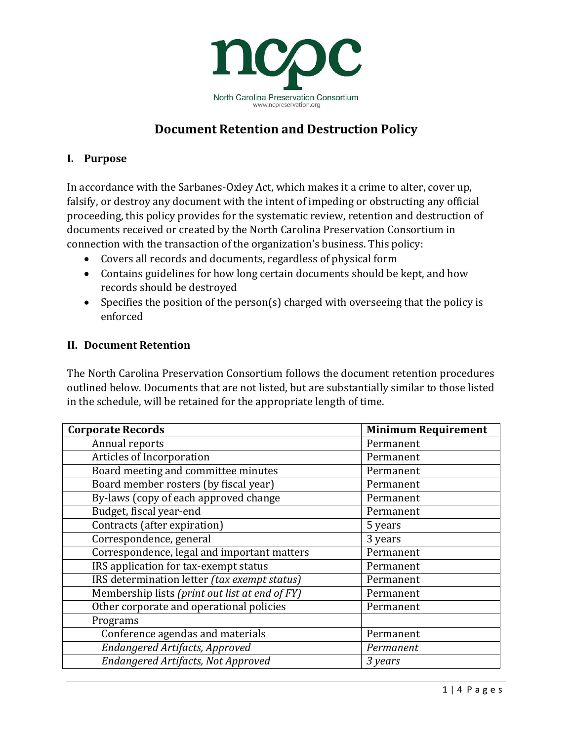ncpc

North Carolina Preservation Consortium
www.ncpreservation.org

# Document Retention and Destruction Policy

## I. Purpose

In accordance with the Sarbanes-Oxley Act, which makes it a crime to alter, cover up, falsify, or destroy any document with the intent of impeding or obstructing any official proceeding, this policy provides for the systematic review, retention and destruction of documents received or created by the North Carolina Preservation Consortium in connection with the transaction of the organization's business. This policy:

- Covers all records and documents, regardless of physical form
- Contains guidelines for how long certain documents should be kept, and how records should be destroyed
- Specifies the position of the person(s) charged with overseeing that the policy is enforced

## II. Document Retention

The North Carolina Preservation Consortium follows the document retention procedures outlined below. Documents that are not listed, but are substantially similar to those listed in the schedule, will be retained for the appropriate length of time.

| **Corporate Records** | **Minimum Requirement** |
|---|---|
| Annual reports | Permanent |
| Articles of Incorporation | Permanent |
| Board meeting and committee minutes | Permanent |
| Board member rosters (by fiscal year) | Permanent |
| By-laws (copy of each approved change | Permanent |
| Budget, fiscal year-end | Permanent |
| Contracts (after expiration) | 5 years |
| Correspondence, general | 3 years |
| Correspondence, legal and important matters | Permanent |
| IRS application for tax-exempt status | Permanent |
| IRS determination letter *(tax exempt status)* | Permanent |
| Membership lists *(print out list at end of FY)* | Permanent |
| Other corporate and operational policies | Permanent |
| Programs | |
| Conference agendas and materials | Permanent |
| *Endangered Artifacts, Approved* | *Permanent* |
| *Endangered Artifacts, Not Approved* | *3 years* |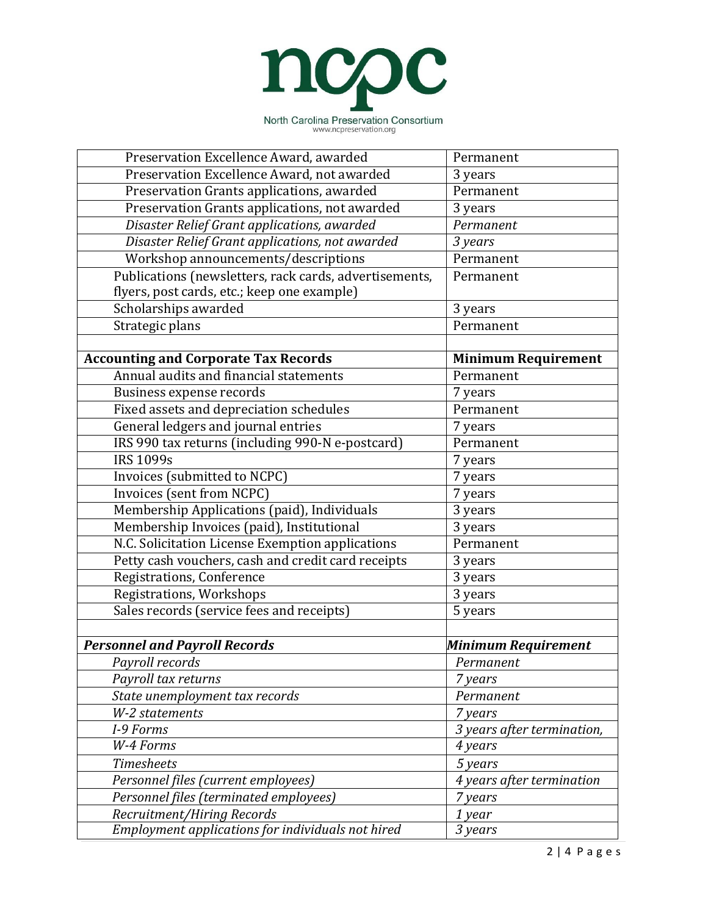| | |
|---|---|
| Preservation Excellence Award, awarded | Permanent |
| Preservation Excellence Award, not awarded | 3 years |
| Preservation Grants applications, awarded | Permanent |
| Preservation Grants applications, not awarded | 3 years |
| *Disaster Relief Grant applications, awarded* | *Permanent* |
| *Disaster Relief Grant applications, not awarded* | *3 years* |
| Workshop announcements/descriptions | Permanent |
| Publications (newsletters, rack cards, advertisements, flyers, post cards, etc.; keep one example) | Permanent |
| Scholarships awarded | 3 years |
| Strategic plans | Permanent |
| | |
| **Accounting and Corporate Tax Records** | **Minimum Requirement** |
| Annual audits and financial statements | Permanent |
| Business expense records | 7 years |
| Fixed assets and depreciation schedules | Permanent |
| General ledgers and journal entries | 7 years |
| IRS 990 tax returns (including 990-N e-postcard) | Permanent |
| IRS 1099s | 7 years |
| Invoices (submitted to NCPC) | 7 years |
| Invoices (sent from NCPC) | 7 years |
| Membership Applications (paid), Individuals | 3 years |
| Membership Invoices (paid), Institutional | 3 years |
| N.C. Solicitation License Exemption applications | Permanent |
| Petty cash vouchers, cash and credit card receipts | 3 years |
| Registrations, Conference | 3 years |
| Registrations, Workshops | 3 years |
| Sales records (service fees and receipts) | 5 years |
| | |
| ***Personnel and Payroll Records*** | ***Minimum Requirement*** |
| *Payroll records* | *Permanent* |
| *Payroll tax returns* | *7 years* |
| *State unemployment tax records* | *Permanent* |
| *W-2 statements* | *7 years* |
| *I-9 Forms* | *3 years after termination,* |
| *W-4 Forms* | *4 years* |
| *Timesheets* | *5 years* |
| *Personnel files (current employees)* | *4 years after termination* |
| *Personnel files (terminated employees)* | *7 years* |
| *Recruitment/Hiring Records* | *1 year* |
| *Employment applications for individuals not hired* | *3 years* |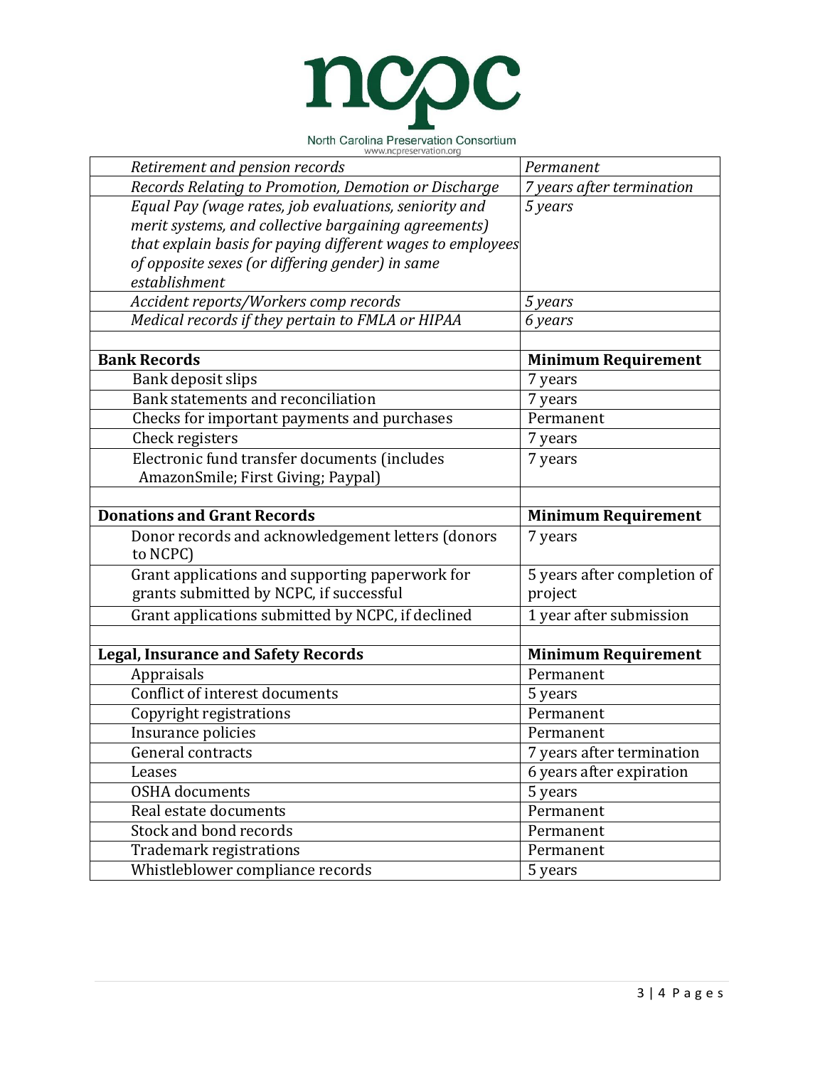| *Retirement and pension records* | *Permanent* |
|---|---|
| *Records Relating to Promotion, Demotion or Discharge* | *7 years after termination* |
| *Equal Pay (wage rates, job evaluations, seniority and merit systems, and collective bargaining agreements) that explain basis for paying different wages to employees of opposite sexes (or differing gender) in same establishment* | *5 years* |
| *Accident reports/Workers comp records* | *5 years* |
| *Medical records if they pertain to FMLA or HIPAA* | *6 years* |
| | |
| **Bank Records** | **Minimum Requirement** |
| Bank deposit slips | 7 years |
| Bank statements and reconciliation | 7 years |
| Checks for important payments and purchases | Permanent |
| Check registers | 7 years |
| Electronic fund transfer documents (includes AmazonSmile; First Giving; Paypal) | 7 years |
| | |
| **Donations and Grant Records** | **Minimum Requirement** |
| Donor records and acknowledgement letters (donors to NCPC) | 7 years |
| Grant applications and supporting paperwork for grants submitted by NCPC, if successful | 5 years after completion of project |
| Grant applications submitted by NCPC, if declined | 1 year after submission |
| | |
| **Legal, Insurance and Safety Records** | **Minimum Requirement** |
| Appraisals | Permanent |
| Conflict of interest documents | 5 years |
| Copyright registrations | Permanent |
| Insurance policies | Permanent |
| General contracts | 7 years after termination |
| Leases | 6 years after expiration |
| OSHA documents | 5 years |
| Real estate documents | Permanent |
| Stock and bond records | Permanent |
| Trademark registrations | Permanent |
| Whistleblower compliance records | 5 years |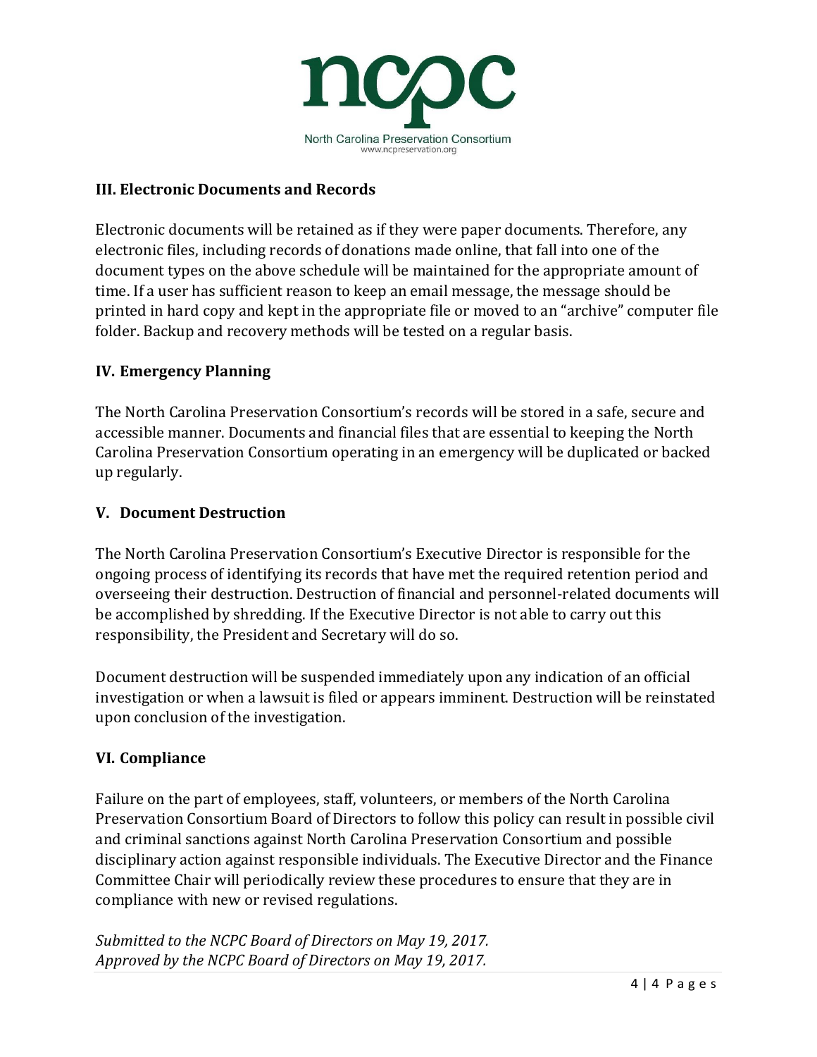### III. Electronic Documents and Records

Electronic documents will be retained as if they were paper documents. Therefore, any electronic files, including records of donations made online, that fall into one of the document types on the above schedule will be maintained for the appropriate amount of time. If a user has sufficient reason to keep an email message, the message should be printed in hard copy and kept in the appropriate file or moved to an "archive" computer file folder. Backup and recovery methods will be tested on a regular basis.

### IV. Emergency Planning

The North Carolina Preservation Consortium's records will be stored in a safe, secure and accessible manner. Documents and financial files that are essential to keeping the North Carolina Preservation Consortium operating in an emergency will be duplicated or backed up regularly.

### V. Document Destruction

The North Carolina Preservation Consortium's Executive Director is responsible for the ongoing process of identifying its records that have met the required retention period and overseeing their destruction. Destruction of financial and personnel-related documents will be accomplished by shredding. If the Executive Director is not able to carry out this responsibility, the President and Secretary will do so.

Document destruction will be suspended immediately upon any indication of an official investigation or when a lawsuit is filed or appears imminent. Destruction will be reinstated upon conclusion of the investigation.

### VI. Compliance

Failure on the part of employees, staff, volunteers, or members of the North Carolina Preservation Consortium Board of Directors to follow this policy can result in possible civil and criminal sanctions against North Carolina Preservation Consortium and possible disciplinary action against responsible individuals. The Executive Director and the Finance Committee Chair will periodically review these procedures to ensure that they are in compliance with new or revised regulations.

*Submitted to the NCPC Board of Directors on May 19, 2017.*
*Approved by the NCPC Board of Directors on May 19, 2017.*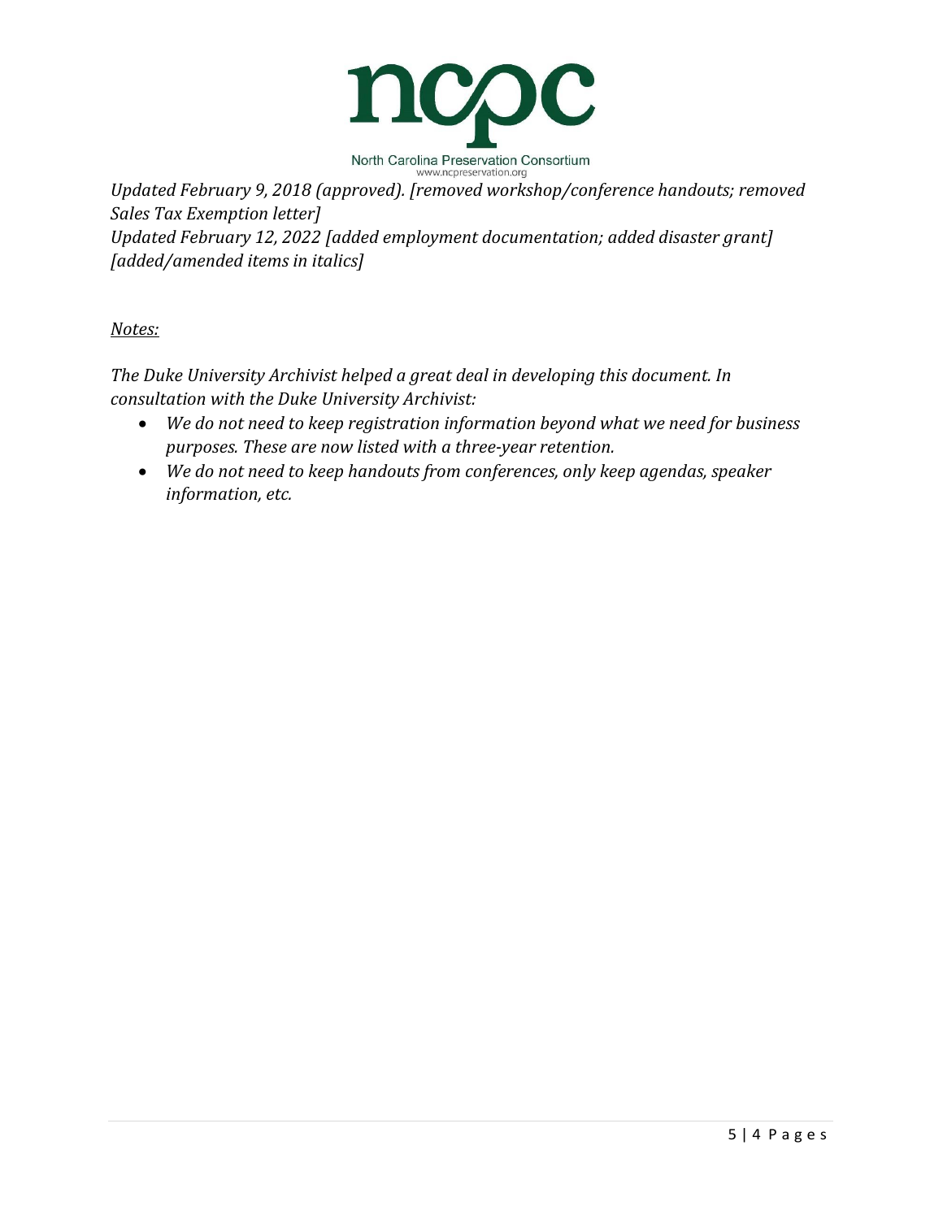*Updated February 9, 2018 (approved). [removed workshop/conference handouts; removed Sales Tax Exemption letter]*
*Updated February 12, 2022 [added employment documentation; added disaster grant] [added/amended items in italics]*

*Notes:*

*The Duke University Archivist helped a great deal in developing this document. In consultation with the Duke University Archivist:*

- *We do not need to keep registration information beyond what we need for business purposes. These are now listed with a three-year retention.*
- *We do not need to keep handouts from conferences, only keep agendas, speaker information, etc.*